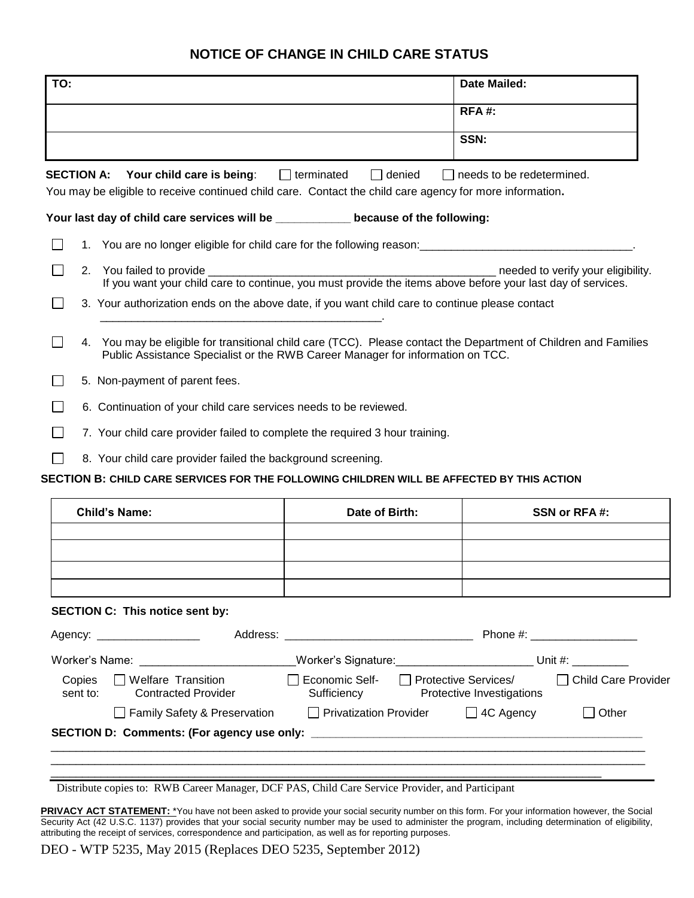# NOTICE OF CHANGE IN CHILD CARE STATUS

| TO: | Date Mailed: |
|---|---|
| | RFA #: |
| | SSN: |

**SECTION A: Your child care is being**: ☐ terminated ☐ denied ☐ needs to be redetermined.

You may be eligible to receive continued child care. Contact the child care agency for more information**.**

**Your last day of child care services will be ____________ because of the following:**

☐ 1. You are no longer eligible for child care for the following reason:__________________________________.

☐ 2. You failed to provide _______________________________________________ needed to verify your eligibility. If you want your child care to continue, you must provide the items above before your last day of services.

☐ 3. Your authorization ends on the above date, if you want child care to continue please contact _______________________________________________.

☐ 4. You may be eligible for transitional child care (TCC). Please contact the Department of Children and Families Public Assistance Specialist or the RWB Career Manager for information on TCC.

☐ 5. Non-payment of parent fees.

☐ 6. Continuation of your child care services needs to be reviewed.

☐ 7. Your child care provider failed to complete the required 3 hour training.

☐ 8. Your child care provider failed the background screening.

**SECTION B: CHILD CARE SERVICES FOR THE FOLLOWING CHILDREN WILL BE AFFECTED BY THIS ACTION**

| Child's Name: | Date of Birth: | SSN or RFA #: |
|---|---|---|
| | | |
| | | |
| | | |
| | | |

**SECTION C: This notice sent by:**

Agency: _________________ Address: _______________________________ Phone #: _________________

Worker's Name: _________________________Worker's Signature:______________________ Unit #: _________

Copies sent to: ☐ Welfare Transition Contracted Provider ☐ Economic Self-Sufficiency ☐ Protective Services/ Protective Investigations ☐ Child Care Provider

☐ Family Safety & Preservation ☐ Privatization Provider ☐ 4C Agency ☐ Other

**SECTION D: Comments: (For agency use only:** _______________________________________________________

_____________________________________________________________________________________________

_____________________________________________________________________________________________

_____________________________________________________________________________________________

Distribute copies to: RWB Career Manager, DCF PAS, Child Care Service Provider, and Participant

**PRIVACY ACT STATEMENT:** *You have not been asked to provide your social security number on this form. For your information however, the Social Security Act (42 U.S.C. 1137) provides that your social security number may be used to administer the program, including determination of eligibility, attributing the receipt of services, correspondence and participation, as well as for reporting purposes.

DEO - WTP 5235, May 2015 (Replaces DEO 5235, September 2012)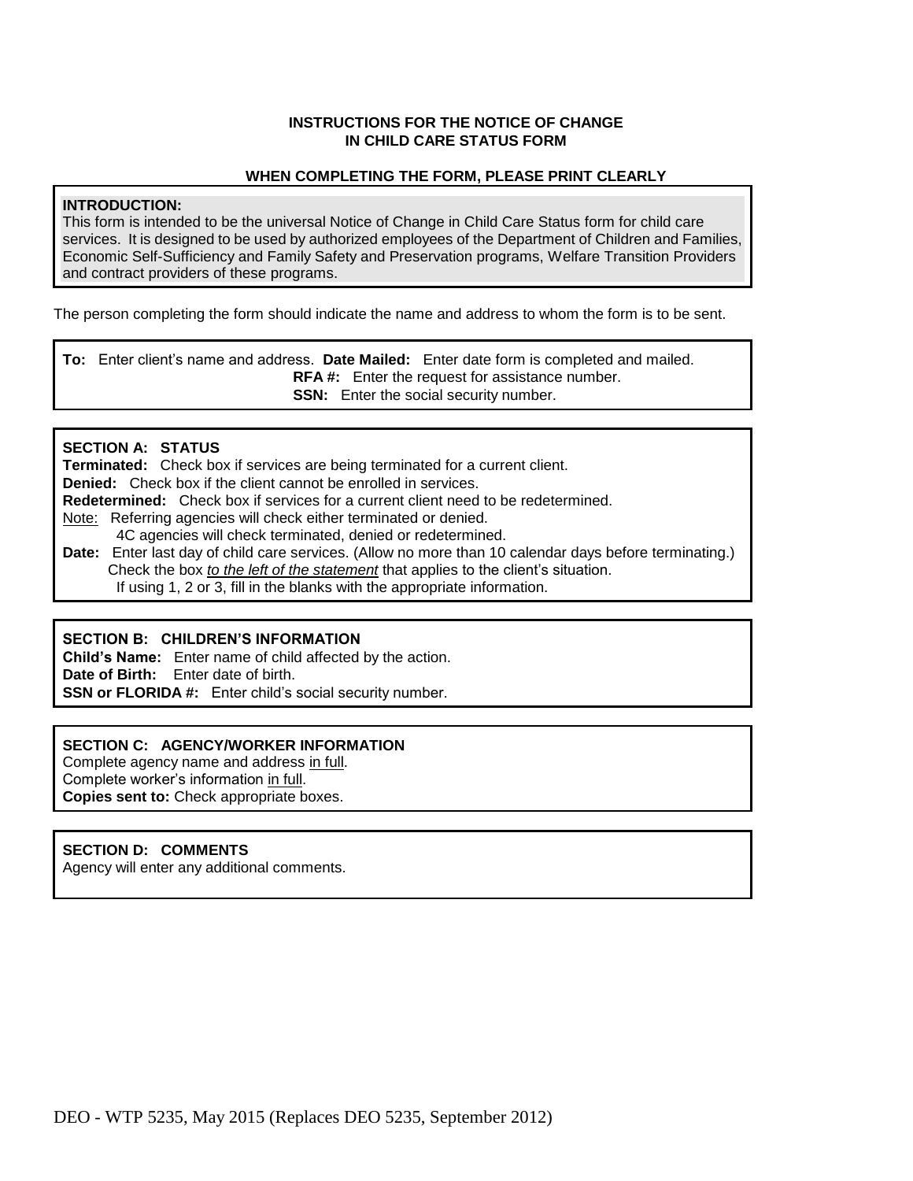# INSTRUCTIONS FOR THE NOTICE OF CHANGE IN CHILD CARE STATUS FORM

**WHEN COMPLETING THE FORM, PLEASE PRINT CLEARLY**

**INTRODUCTION:**
This form is intended to be the universal Notice of Change in Child Care Status form for child care services. It is designed to be used by authorized employees of the Department of Children and Families, Economic Self-Sufficiency and Family Safety and Preservation programs, Welfare Transition Providers and contract providers of these programs.

The person completing the form should indicate the name and address to whom the form is to be sent.

**To:** Enter client's name and address. **Date Mailed:** Enter date form is completed and mailed.
**RFA #:** Enter the request for assistance number.
**SSN:** Enter the social security number.

**SECTION A: STATUS**
**Terminated:** Check box if services are being terminated for a current client.
**Denied:** Check box if the client cannot be enrolled in services.
**Redetermined:** Check box if services for a current client need to be redetermined.
Note: Referring agencies will check either terminated or denied.
4C agencies will check terminated, denied or redetermined.
**Date:** Enter last day of child care services. (Allow no more than 10 calendar days before terminating.)
Check the box *to the left of the statement* that applies to the client's situation.
If using 1, 2 or 3, fill in the blanks with the appropriate information.

**SECTION B: CHILDREN'S INFORMATION**
**Child's Name:** Enter name of child affected by the action.
**Date of Birth:** Enter date of birth.
**SSN or FLORIDA #:** Enter child's social security number.

**SECTION C: AGENCY/WORKER INFORMATION**
Complete agency name and address in full.
Complete worker's information in full.
**Copies sent to:** Check appropriate boxes.

**SECTION D: COMMENTS**
Agency will enter any additional comments.

DEO - WTP 5235, May 2015 (Replaces DEO 5235, September 2012)